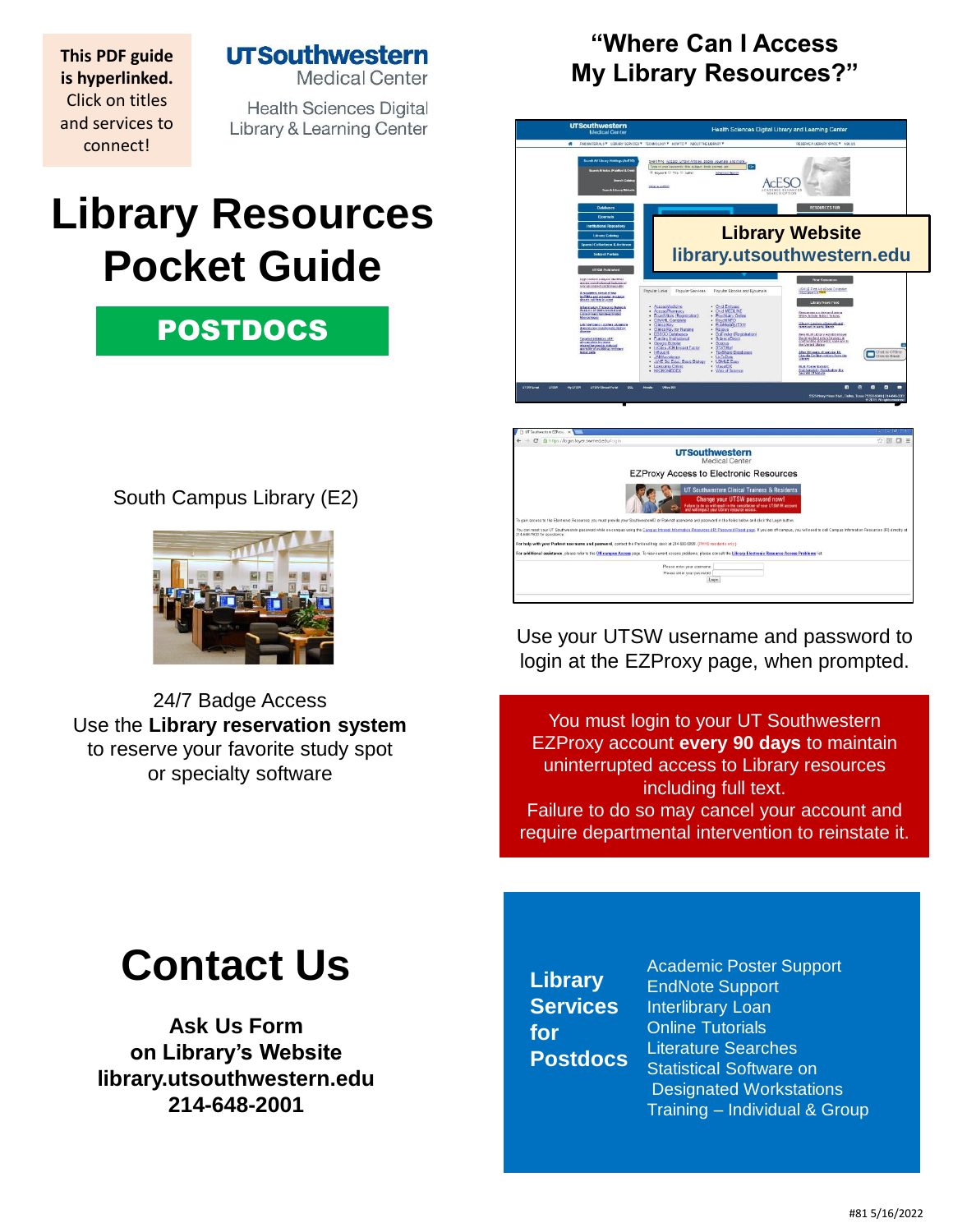This PDF guide **is hyperlinked.** Click on titles and services to connect!

**UTSouthwestern** Medical Center

Health Sciences Digital Library & Learning Center

# Library Resources Pocket Guide

## POSTDOCS

South Campus Library (E2)

24/7 Badge Access
Use the **Library reservation system** to reserve your favorite study spot or specialty software

## "Where Can I Access My Library Resources?"

**Library Website**
**library.utsouthwestern.edu**

Use your UTSW username and password to login at the EZProxy page, when prompted.

You must login to your UT Southwestern EZProxy account **every 90 days** to maintain uninterrupted access to Library resources including full text.
Failure to do so may cancel your account and require departmental intervention to reinstate it.

# Contact Us

**Ask Us Form**
**on Library's Website**
**library.utsouthwestern.edu**
**214-648-2001**

## Library Services for Postdocs

- Academic Poster Support
- EndNote Support
- Interlibrary Loan
- Online Tutorials
- Literature Searches
- Statistical Software on Designated Workstations
- Training – Individual & Group

#81 5/16/2022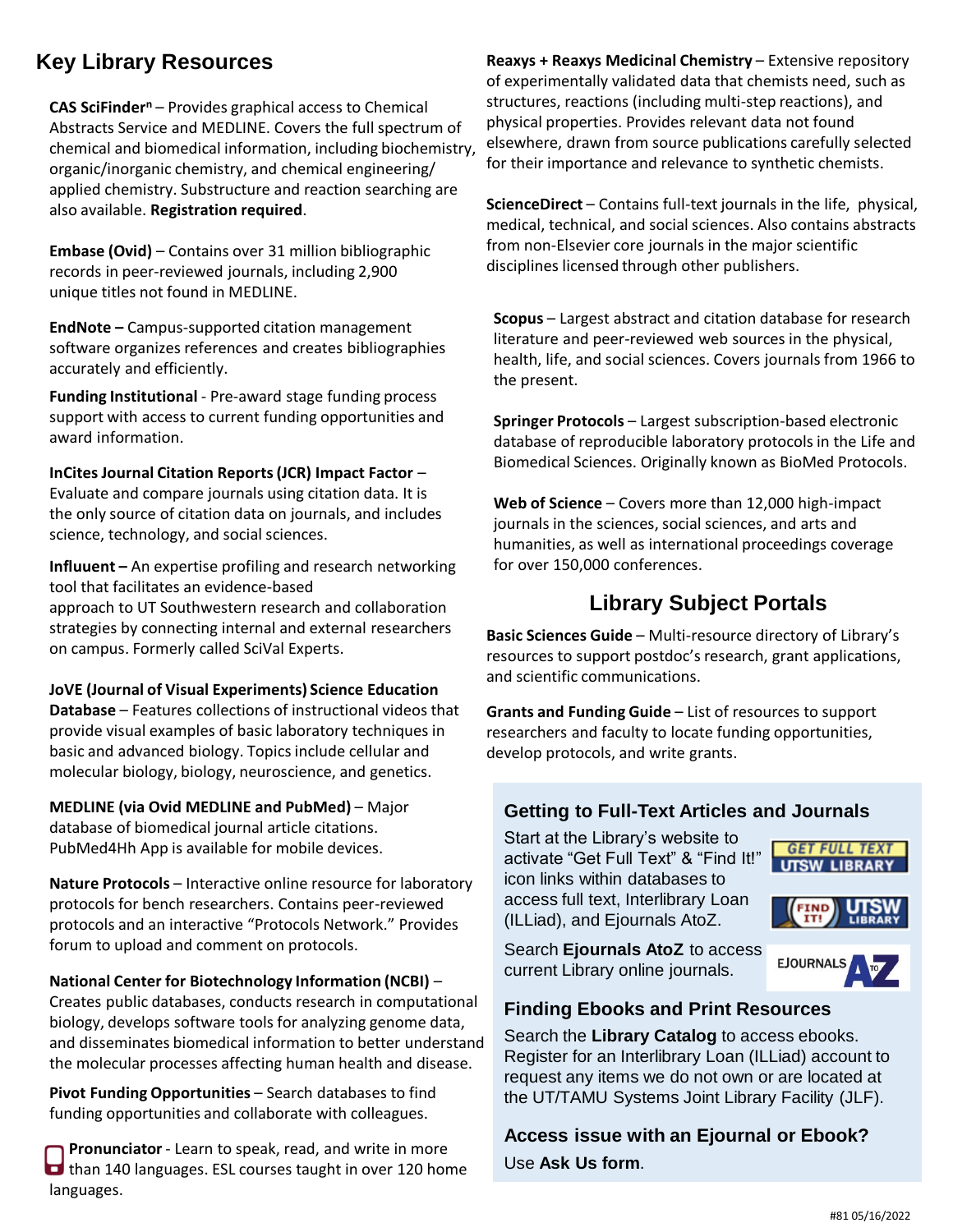## Key Library Resources

**CAS SciFinder$^{n}$** – Provides graphical access to Chemical Abstracts Service and MEDLINE. Covers the full spectrum of chemical and biomedical information, including biochemistry, organic/inorganic chemistry, and chemical engineering/ applied chemistry. Substructure and reaction searching are also available. **Registration required**.

**Embase (Ovid)** – Contains over 31 million bibliographic records in peer-reviewed journals, including 2,900 unique titles not found in MEDLINE.

**EndNote –** Campus-supported citation management software organizes references and creates bibliographies accurately and efficiently.

**Funding Institutional** - Pre-award stage funding process support with access to current funding opportunities and award information.

**InCites Journal Citation Reports (JCR) Impact Factor** – Evaluate and compare journals using citation data. It is the only source of citation data on journals, and includes science, technology, and social sciences.

**Influuent –** An expertise profiling and research networking tool that facilitates an evidence-based approach to UT Southwestern research and collaboration strategies by connecting internal and external researchers on campus. Formerly called SciVal Experts.

**JoVE (Journal of Visual Experiments) Science Education Database** – Features collections of instructional videos that provide visual examples of basic laboratory techniques in basic and advanced biology. Topics include cellular and molecular biology, biology, neuroscience, and genetics.

**MEDLINE (via Ovid MEDLINE and PubMed)** – Major database of biomedical journal article citations. PubMed4Hh App is available for mobile devices.

**Nature Protocols** – Interactive online resource for laboratory protocols for bench researchers. Contains peer-reviewed protocols and an interactive "Protocols Network." Provides forum to upload and comment on protocols.

**National Center for Biotechnology Information (NCBI)** – Creates public databases, conducts research in computational biology, develops software tools for analyzing genome data, and disseminates biomedical information to better understand the molecular processes affecting human health and disease.

**Pivot Funding Opportunities** – Search databases to find funding opportunities and collaborate with colleagues.

**Pronunciator** - Learn to speak, read, and write in more than 140 languages. ESL courses taught in over 120 home languages.

**Reaxys + Reaxys Medicinal Chemistry** – Extensive repository of experimentally validated data that chemists need, such as structures, reactions (including multi-step reactions), and physical properties. Provides relevant data not found elsewhere, drawn from source publications carefully selected for their importance and relevance to synthetic chemists.

**ScienceDirect** – Contains full-text journals in the life, physical, medical, technical, and social sciences. Also contains abstracts from non-Elsevier core journals in the major scientific disciplines licensed through other publishers.

**Scopus** – Largest abstract and citation database for research literature and peer-reviewed web sources in the physical, health, life, and social sciences. Covers journals from 1966 to the present.

**Springer Protocols** – Largest subscription-based electronic database of reproducible laboratory protocols in the Life and Biomedical Sciences. Originally known as BioMed Protocols.

**Web of Science** – Covers more than 12,000 high-impact journals in the sciences, social sciences, and arts and humanities, as well as international proceedings coverage for over 150,000 conferences.

## Library Subject Portals

**Basic Sciences Guide** – Multi-resource directory of Library's resources to support postdoc's research, grant applications, and scientific communications.

**Grants and Funding Guide** – List of resources to support researchers and faculty to locate funding opportunities, develop protocols, and write grants.

### Getting to Full-Text Articles and Journals

Start at the Library's website to activate "Get Full Text" & "Find It!" icon links within databases to access full text, Interlibrary Loan (ILLiad), and Ejournals AtoZ.

GET FULL TEXT UTSW LIBRARY

FIND IT! UTSW LIBRARY

Search **Ejournals AtoZ** to access current Library online journals.

EJOURNALS A TO Z

### Finding Ebooks and Print Resources

Search the **Library Catalog** to access ebooks. Register for an Interlibrary Loan (ILLiad) account to request any items we do not own or are located at the UT/TAMU Systems Joint Library Facility (JLF).

### Access issue with an Ejournal or Ebook?

Use **Ask Us form**.

#81 05/16/2022